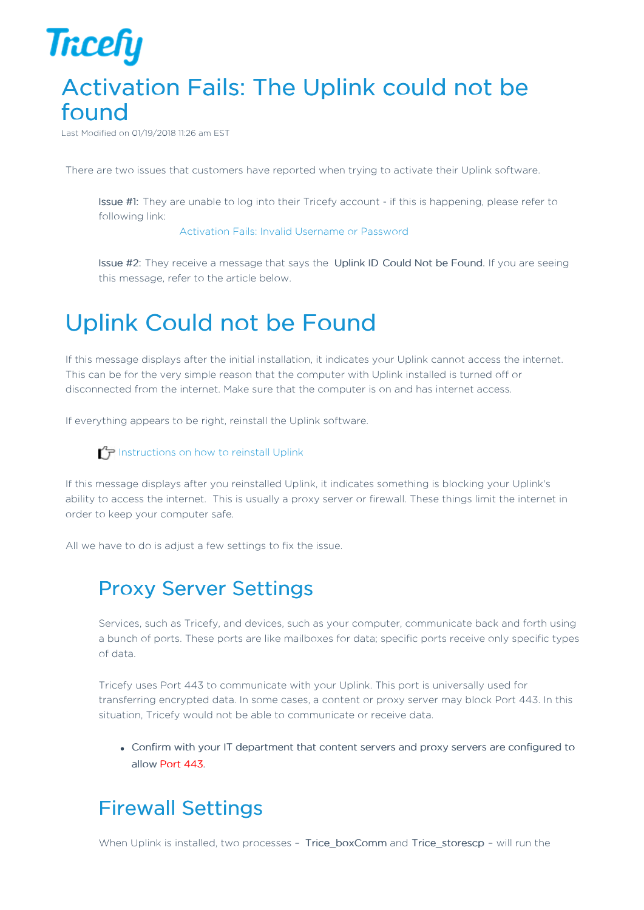Tricefy

# Activation Fails: The Uplink could not be found

Last Modified on 01/19/2018 11:26 am EST

There are two issues that customers have reported when trying to activate their Uplink software.

> Issue #1: They are unable to log into their Tricefy account - if this is happening, please refer to following link:
>
> Activation Fails: Invalid Username or Password
>
> Issue #2: They receive a message that says the Uplink ID Could Not be Found. If you are seeing this message, refer to the article below.

# Uplink Could not be Found

If this message displays after the initial installation, it indicates your Uplink cannot access the internet. This can be for the very simple reason that the computer with Uplink installed is turned off or disconnected from the internet. Make sure that the computer is on and has internet access.

If everything appears to be right, reinstall the Uplink software.

> Instructions on how to reinstall Uplink

If this message displays after you reinstalled Uplink, it indicates something is blocking your Uplink's ability to access the internet. This is usually a proxy server or firewall. These things limit the internet in order to keep your computer safe.

All we have to do is adjust a few settings to fix the issue.

## Proxy Server Settings

Services, such as Tricefy, and devices, such as your computer, communicate back and forth using a bunch of ports. These ports are like mailboxes for data; specific ports receive only specific types of data.

Tricefy uses Port 443 to communicate with your Uplink. This port is universally used for transferring encrypted data. In some cases, a content or proxy server may block Port 443. In this situation, Tricefy would not be able to communicate or receive data.

- Confirm with your IT department that content servers and proxy servers are configured to allow Port 443.

## Firewall Settings

When Uplink is installed, two processes – Trice_boxComm and Trice_storescp – will run the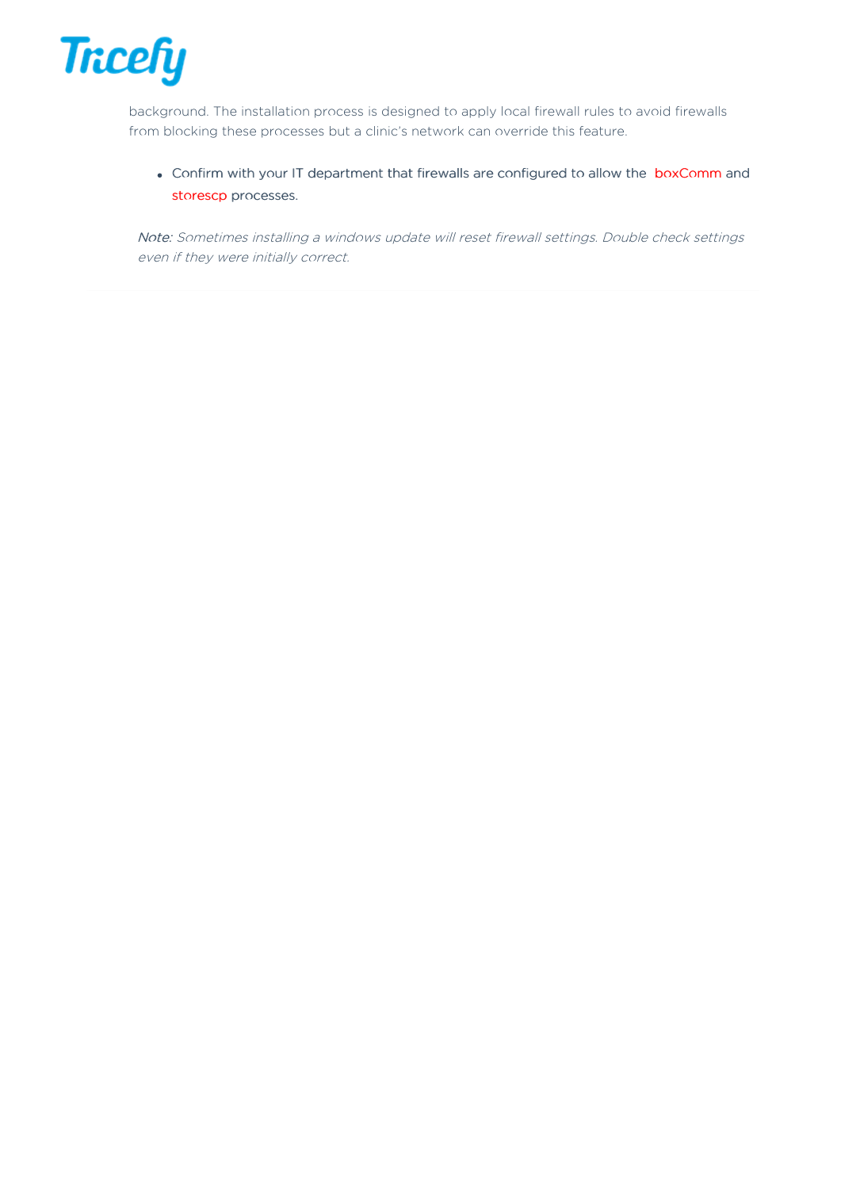background. The installation process is designed to apply local firewall rules to avoid firewalls from blocking these processes but a clinic's network can override this feature.

- Confirm with your IT department that firewalls are configured to allow the boxComm and storescp processes.

*Note: Sometimes installing a windows update will reset firewall settings. Double check settings even if they were initially correct.*